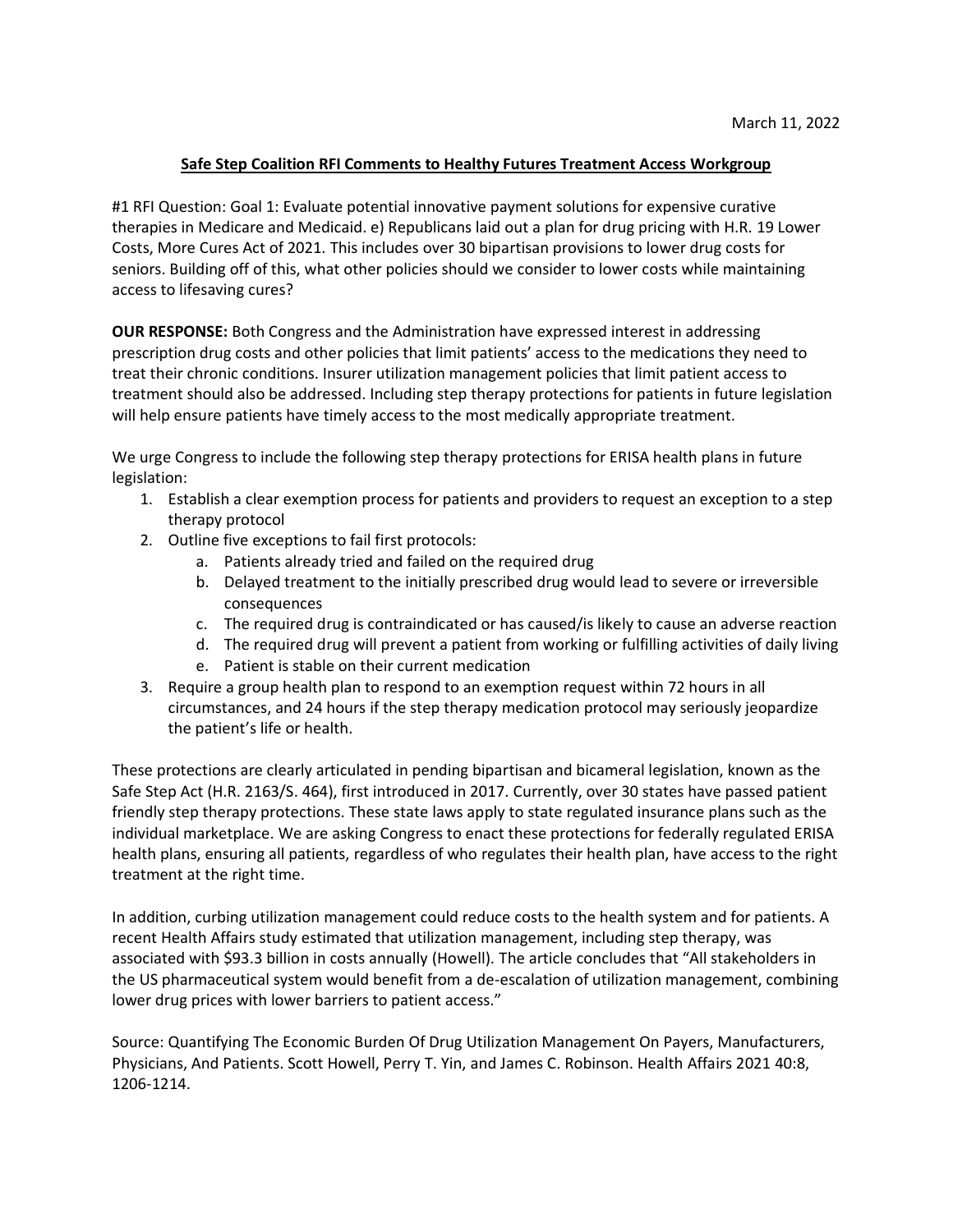March 11, 2022

**Safe Step Coalition RFI Comments to Healthy Futures Treatment Access Workgroup**

#1 RFI Question: Goal 1: Evaluate potential innovative payment solutions for expensive curative therapies in Medicare and Medicaid. e) Republicans laid out a plan for drug pricing with H.R. 19 Lower Costs, More Cures Act of 2021. This includes over 30 bipartisan provisions to lower drug costs for seniors. Building off of this, what other policies should we consider to lower costs while maintaining access to lifesaving cures?

**OUR RESPONSE:** Both Congress and the Administration have expressed interest in addressing prescription drug costs and other policies that limit patients' access to the medications they need to treat their chronic conditions. Insurer utilization management policies that limit patient access to treatment should also be addressed. Including step therapy protections for patients in future legislation will help ensure patients have timely access to the most medically appropriate treatment.

We urge Congress to include the following step therapy protections for ERISA health plans in future legislation:

1. Establish a clear exemption process for patients and providers to request an exception to a step therapy protocol
2. Outline five exceptions to fail first protocols:
   a. Patients already tried and failed on the required drug
   b. Delayed treatment to the initially prescribed drug would lead to severe or irreversible consequences
   c. The required drug is contraindicated or has caused/is likely to cause an adverse reaction
   d. The required drug will prevent a patient from working or fulfilling activities of daily living
   e. Patient is stable on their current medication
3. Require a group health plan to respond to an exemption request within 72 hours in all circumstances, and 24 hours if the step therapy medication protocol may seriously jeopardize the patient's life or health.

These protections are clearly articulated in pending bipartisan and bicameral legislation, known as the Safe Step Act (H.R. 2163/S. 464), first introduced in 2017. Currently, over 30 states have passed patient friendly step therapy protections. These state laws apply to state regulated insurance plans such as the individual marketplace. We are asking Congress to enact these protections for federally regulated ERISA health plans, ensuring all patients, regardless of who regulates their health plan, have access to the right treatment at the right time.

In addition, curbing utilization management could reduce costs to the health system and for patients. A recent Health Affairs study estimated that utilization management, including step therapy, was associated with $93.3 billion in costs annually (Howell). The article concludes that "All stakeholders in the US pharmaceutical system would benefit from a de-escalation of utilization management, combining lower drug prices with lower barriers to patient access."

Source: Quantifying The Economic Burden Of Drug Utilization Management On Payers, Manufacturers, Physicians, And Patients. Scott Howell, Perry T. Yin, and James C. Robinson. Health Affairs 2021 40:8, 1206-1214.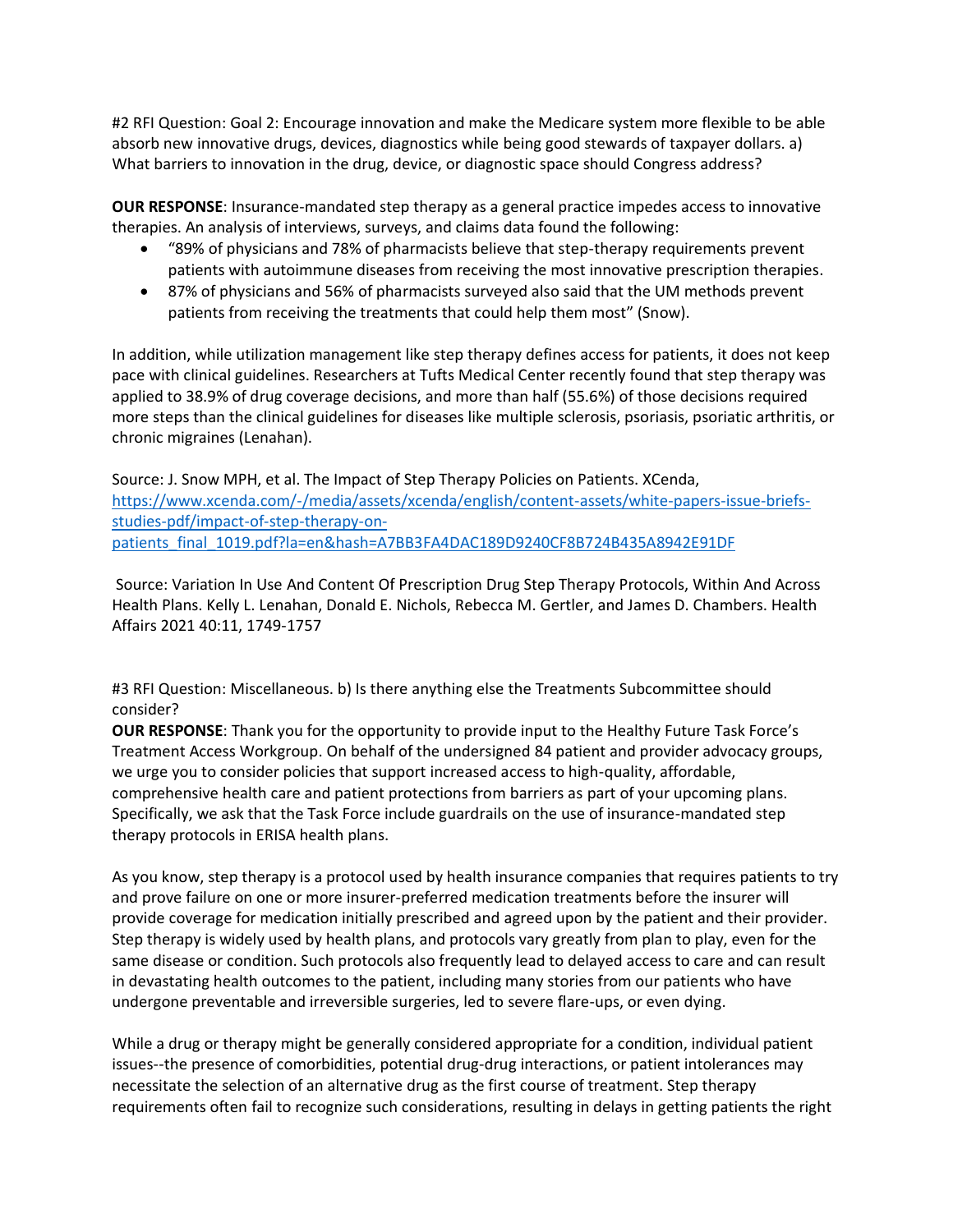#2 RFI Question: Goal 2: Encourage innovation and make the Medicare system more flexible to be able absorb new innovative drugs, devices, diagnostics while being good stewards of taxpayer dollars. a) What barriers to innovation in the drug, device, or diagnostic space should Congress address?

**OUR RESPONSE**: Insurance-mandated step therapy as a general practice impedes access to innovative therapies. An analysis of interviews, surveys, and claims data found the following:

- "89% of physicians and 78% of pharmacists believe that step-therapy requirements prevent patients with autoimmune diseases from receiving the most innovative prescription therapies.
- 87% of physicians and 56% of pharmacists surveyed also said that the UM methods prevent patients from receiving the treatments that could help them most" (Snow).

In addition, while utilization management like step therapy defines access for patients, it does not keep pace with clinical guidelines. Researchers at Tufts Medical Center recently found that step therapy was applied to 38.9% of drug coverage decisions, and more than half (55.6%) of those decisions required more steps than the clinical guidelines for diseases like multiple sclerosis, psoriasis, psoriatic arthritis, or chronic migraines (Lenahan).

Source: J. Snow MPH, et al. The Impact of Step Therapy Policies on Patients. XCenda, https://www.xcenda.com/-/media/assets/xcenda/english/content-assets/white-papers-issue-briefs-studies-pdf/impact-of-step-therapy-on-patients_final_1019.pdf?la=en&hash=A7BB3FA4DAC189D9240CF8B724B435A8942E91DF

Source: Variation In Use And Content Of Prescription Drug Step Therapy Protocols, Within And Across Health Plans. Kelly L. Lenahan, Donald E. Nichols, Rebecca M. Gertler, and James D. Chambers. Health Affairs 2021 40:11, 1749-1757

#3 RFI Question: Miscellaneous. b) Is there anything else the Treatments Subcommittee should consider?

**OUR RESPONSE**: Thank you for the opportunity to provide input to the Healthy Future Task Force's Treatment Access Workgroup. On behalf of the undersigned 84 patient and provider advocacy groups, we urge you to consider policies that support increased access to high-quality, affordable, comprehensive health care and patient protections from barriers as part of your upcoming plans. Specifically, we ask that the Task Force include guardrails on the use of insurance-mandated step therapy protocols in ERISA health plans.

As you know, step therapy is a protocol used by health insurance companies that requires patients to try and prove failure on one or more insurer-preferred medication treatments before the insurer will provide coverage for medication initially prescribed and agreed upon by the patient and their provider. Step therapy is widely used by health plans, and protocols vary greatly from plan to play, even for the same disease or condition. Such protocols also frequently lead to delayed access to care and can result in devastating health outcomes to the patient, including many stories from our patients who have undergone preventable and irreversible surgeries, led to severe flare-ups, or even dying.

While a drug or therapy might be generally considered appropriate for a condition, individual patient issues--the presence of comorbidities, potential drug-drug interactions, or patient intolerances may necessitate the selection of an alternative drug as the first course of treatment. Step therapy requirements often fail to recognize such considerations, resulting in delays in getting patients the right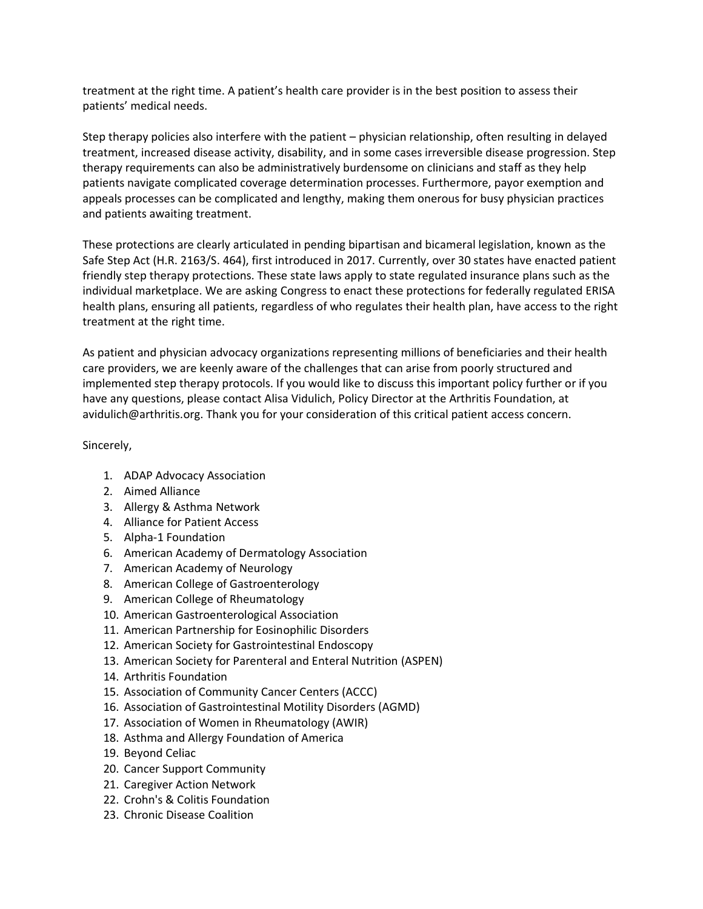treatment at the right time. A patient's health care provider is in the best position to assess their patients' medical needs.

Step therapy policies also interfere with the patient – physician relationship, often resulting in delayed treatment, increased disease activity, disability, and in some cases irreversible disease progression. Step therapy requirements can also be administratively burdensome on clinicians and staff as they help patients navigate complicated coverage determination processes. Furthermore, payor exemption and appeals processes can be complicated and lengthy, making them onerous for busy physician practices and patients awaiting treatment.

These protections are clearly articulated in pending bipartisan and bicameral legislation, known as the Safe Step Act (H.R. 2163/S. 464), first introduced in 2017. Currently, over 30 states have enacted patient friendly step therapy protections. These state laws apply to state regulated insurance plans such as the individual marketplace. We are asking Congress to enact these protections for federally regulated ERISA health plans, ensuring all patients, regardless of who regulates their health plan, have access to the right treatment at the right time.

As patient and physician advocacy organizations representing millions of beneficiaries and their health care providers, we are keenly aware of the challenges that can arise from poorly structured and implemented step therapy protocols. If you would like to discuss this important policy further or if you have any questions, please contact Alisa Vidulich, Policy Director at the Arthritis Foundation, at avidulich@arthritis.org. Thank you for your consideration of this critical patient access concern.

Sincerely,

1. ADAP Advocacy Association
2. Aimed Alliance
3. Allergy & Asthma Network
4. Alliance for Patient Access
5. Alpha-1 Foundation
6. American Academy of Dermatology Association
7. American Academy of Neurology
8. American College of Gastroenterology
9. American College of Rheumatology
10. American Gastroenterological Association
11. American Partnership for Eosinophilic Disorders
12. American Society for Gastrointestinal Endoscopy
13. American Society for Parenteral and Enteral Nutrition (ASPEN)
14. Arthritis Foundation
15. Association of Community Cancer Centers (ACCC)
16. Association of Gastrointestinal Motility Disorders (AGMD)
17. Association of Women in Rheumatology (AWIR)
18. Asthma and Allergy Foundation of America
19. Beyond Celiac
20. Cancer Support Community
21. Caregiver Action Network
22. Crohn's & Colitis Foundation
23. Chronic Disease Coalition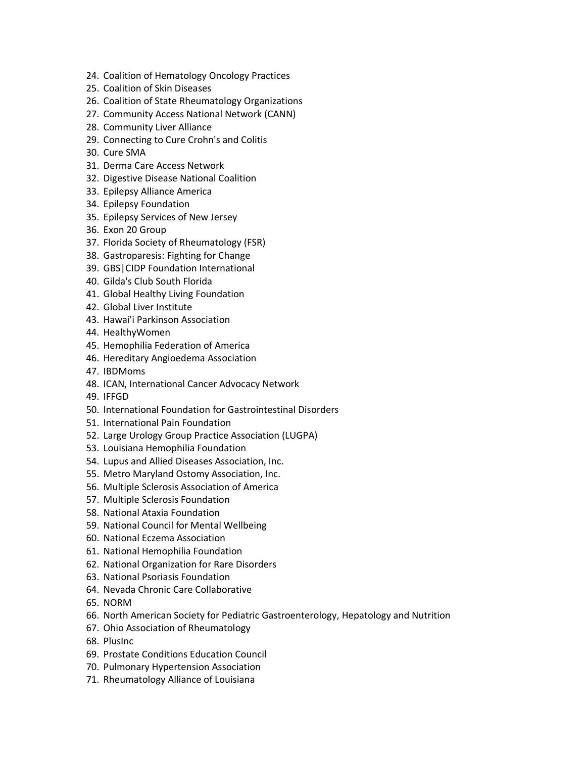24. Coalition of Hematology Oncology Practices
25. Coalition of Skin Diseases
26. Coalition of State Rheumatology Organizations
27. Community Access National Network (CANN)
28. Community Liver Alliance
29. Connecting to Cure Crohn's and Colitis
30. Cure SMA
31. Derma Care Access Network
32. Digestive Disease National Coalition
33. Epilepsy Alliance America
34. Epilepsy Foundation
35. Epilepsy Services of New Jersey
36. Exon 20 Group
37. Florida Society of Rheumatology (FSR)
38. Gastroparesis: Fighting for Change
39. GBS|CIDP Foundation International
40. Gilda's Club South Florida
41. Global Healthy Living Foundation
42. Global Liver Institute
43. Hawai'i Parkinson Association
44. HealthyWomen
45. Hemophilia Federation of America
46. Hereditary Angioedema Association
47. IBDMoms
48. ICAN, International Cancer Advocacy Network
49. IFFGD
50. International Foundation for Gastrointestinal Disorders
51. International Pain Foundation
52. Large Urology Group Practice Association (LUGPA)
53. Louisiana Hemophilia Foundation
54. Lupus and Allied Diseases Association, Inc.
55. Metro Maryland Ostomy Association, Inc.
56. Multiple Sclerosis Association of America
57. Multiple Sclerosis Foundation
58. National Ataxia Foundation
59. National Council for Mental Wellbeing
60. National Eczema Association
61. National Hemophilia Foundation
62. National Organization for Rare Disorders
63. National Psoriasis Foundation
64. Nevada Chronic Care Collaborative
65. NORM
66. North American Society for Pediatric Gastroenterology, Hepatology and Nutrition
67. Ohio Association of Rheumatology
68. PlusInc
69. Prostate Conditions Education Council
70. Pulmonary Hypertension Association
71. Rheumatology Alliance of Louisiana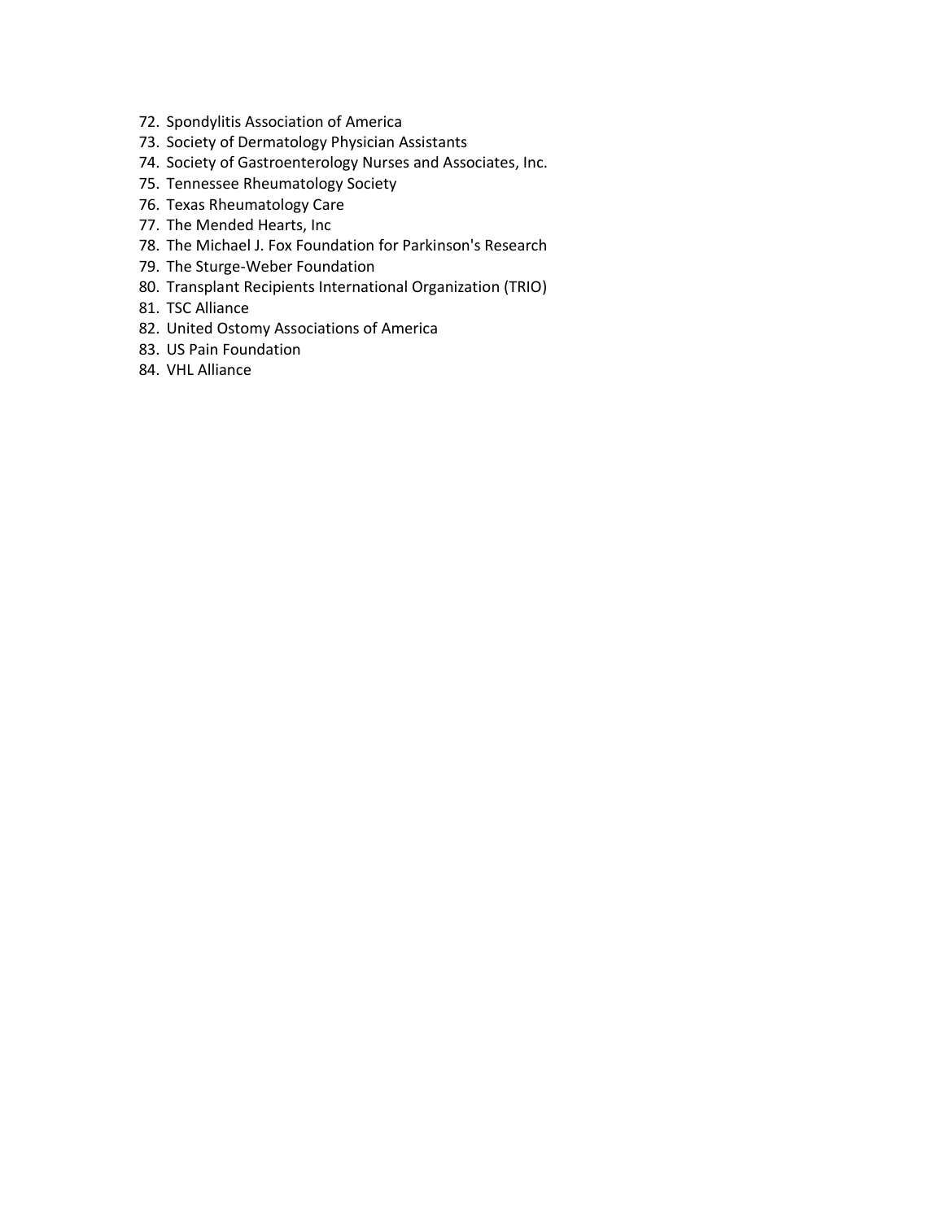72. Spondylitis Association of America
73. Society of Dermatology Physician Assistants
74. Society of Gastroenterology Nurses and Associates, Inc.
75. Tennessee Rheumatology Society
76. Texas Rheumatology Care
77. The Mended Hearts, Inc
78. The Michael J. Fox Foundation for Parkinson's Research
79. The Sturge-Weber Foundation
80. Transplant Recipients International Organization (TRIO)
81. TSC Alliance
82. United Ostomy Associations of America
83. US Pain Foundation
84. VHL Alliance